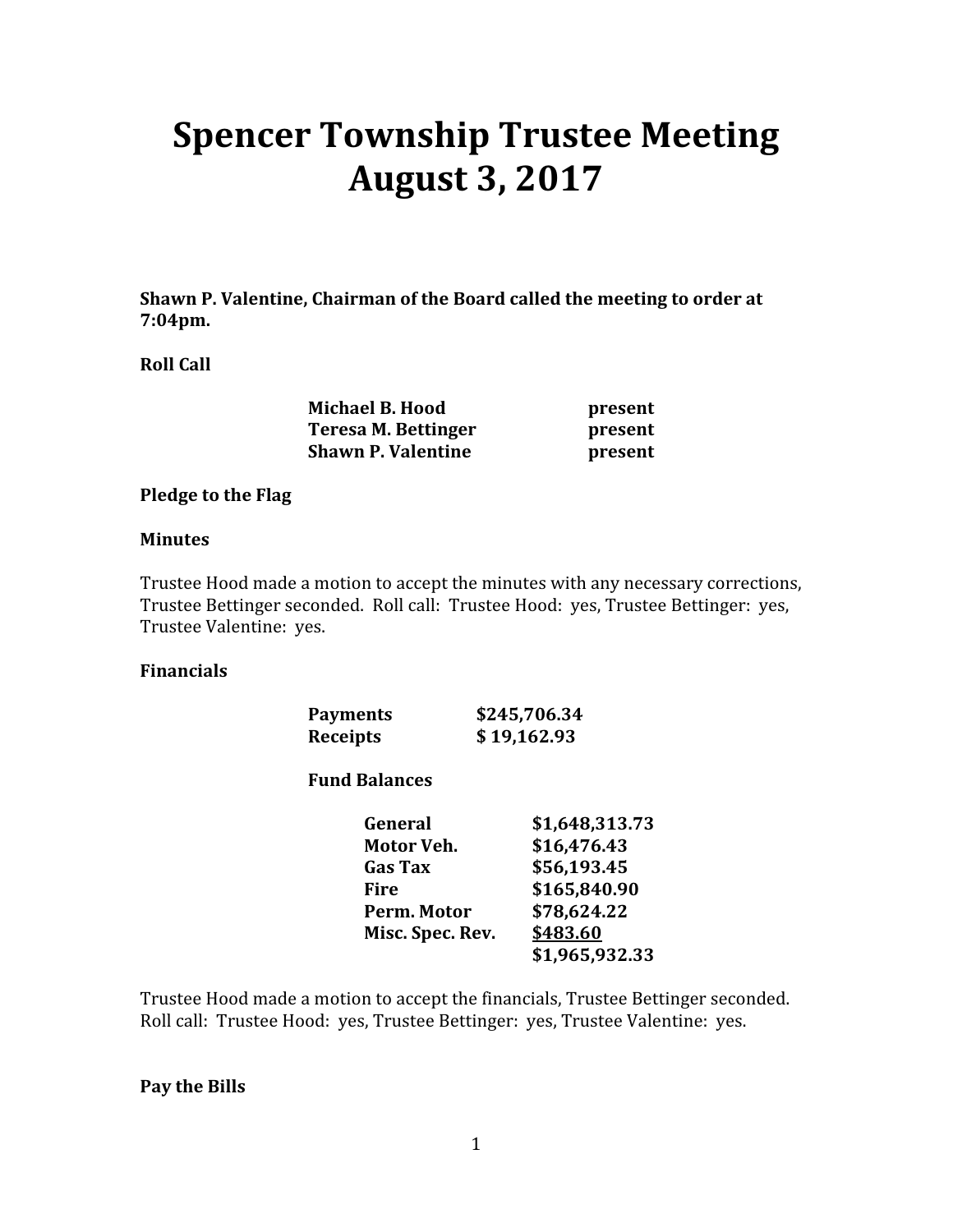# Spencer Township Trustee Meeting
# August 3, 2017

**Shawn P. Valentine, Chairman of the Board called the meeting to order at 7:04pm.**

**Roll Call**

| | |
|---|---|
| **Michael B. Hood** | **present** |
| **Teresa M. Bettinger** | **present** |
| **Shawn P. Valentine** | **present** |

**Pledge to the Flag**

**Minutes**

Trustee Hood made a motion to accept the minutes with any necessary corrections, Trustee Bettinger seconded. Roll call: Trustee Hood: yes, Trustee Bettinger: yes, Trustee Valentine: yes.

**Financials**

| | |
|---|---|
| **Payments** | **$245,706.34** |
| **Receipts** | **$ 19,162.93** |

**Fund Balances**

| | |
|---|---|
| **General** | **$1,648,313.73** |
| **Motor Veh.** | **$16,476.43** |
| **Gas Tax** | **$56,193.45** |
| **Fire** | **$165,840.90** |
| **Perm. Motor** | **$78,624.22** |
| **Misc. Spec. Rev.** | **$483.60** |
| | **$1,965,932.33** |

Trustee Hood made a motion to accept the financials, Trustee Bettinger seconded. Roll call: Trustee Hood: yes, Trustee Bettinger: yes, Trustee Valentine: yes.

**Pay the Bills**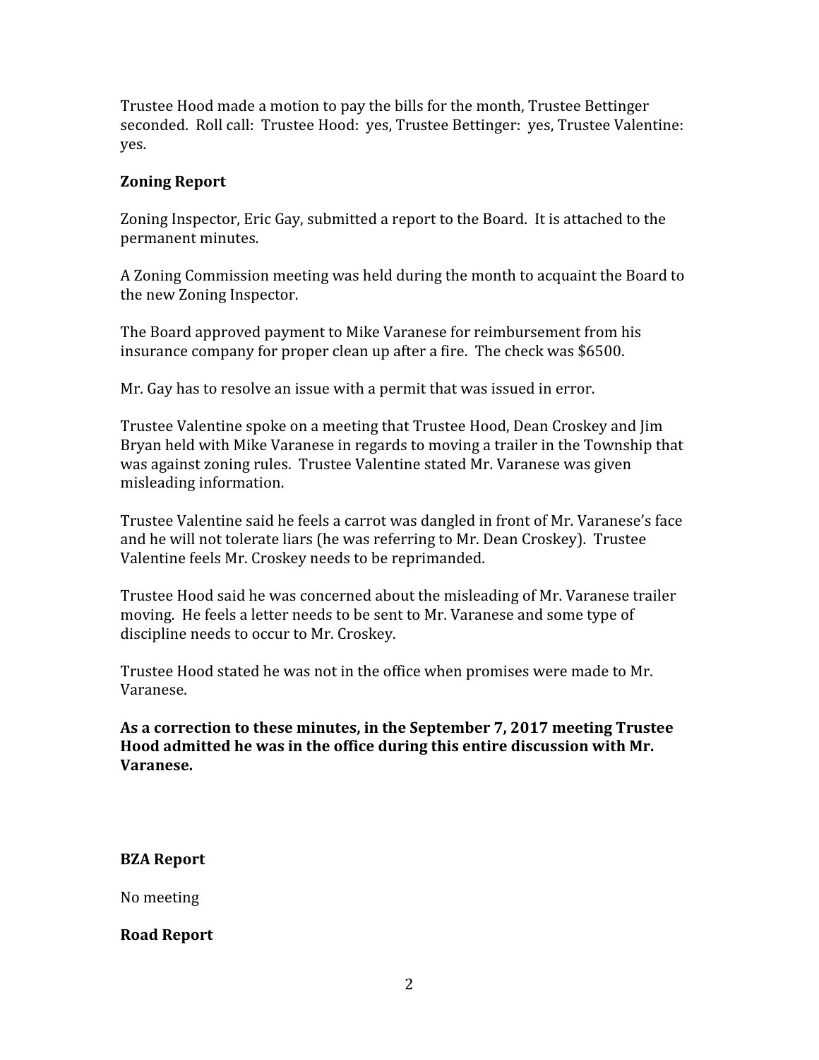Trustee Hood made a motion to pay the bills for the month, Trustee Bettinger seconded. Roll call: Trustee Hood: yes, Trustee Bettinger: yes, Trustee Valentine: yes.

**Zoning Report**

Zoning Inspector, Eric Gay, submitted a report to the Board. It is attached to the permanent minutes.

A Zoning Commission meeting was held during the month to acquaint the Board to the new Zoning Inspector.

The Board approved payment to Mike Varanese for reimbursement from his insurance company for proper clean up after a fire. The check was $6500.

Mr. Gay has to resolve an issue with a permit that was issued in error.

Trustee Valentine spoke on a meeting that Trustee Hood, Dean Croskey and Jim Bryan held with Mike Varanese in regards to moving a trailer in the Township that was against zoning rules. Trustee Valentine stated Mr. Varanese was given misleading information.

Trustee Valentine said he feels a carrot was dangled in front of Mr. Varanese's face and he will not tolerate liars (he was referring to Mr. Dean Croskey). Trustee Valentine feels Mr. Croskey needs to be reprimanded.

Trustee Hood said he was concerned about the misleading of Mr. Varanese trailer moving. He feels a letter needs to be sent to Mr. Varanese and some type of discipline needs to occur to Mr. Croskey.

Trustee Hood stated he was not in the office when promises were made to Mr. Varanese.

**As a correction to these minutes, in the September 7, 2017 meeting Trustee Hood admitted he was in the office during this entire discussion with Mr. Varanese.**

**BZA Report**

No meeting

**Road Report**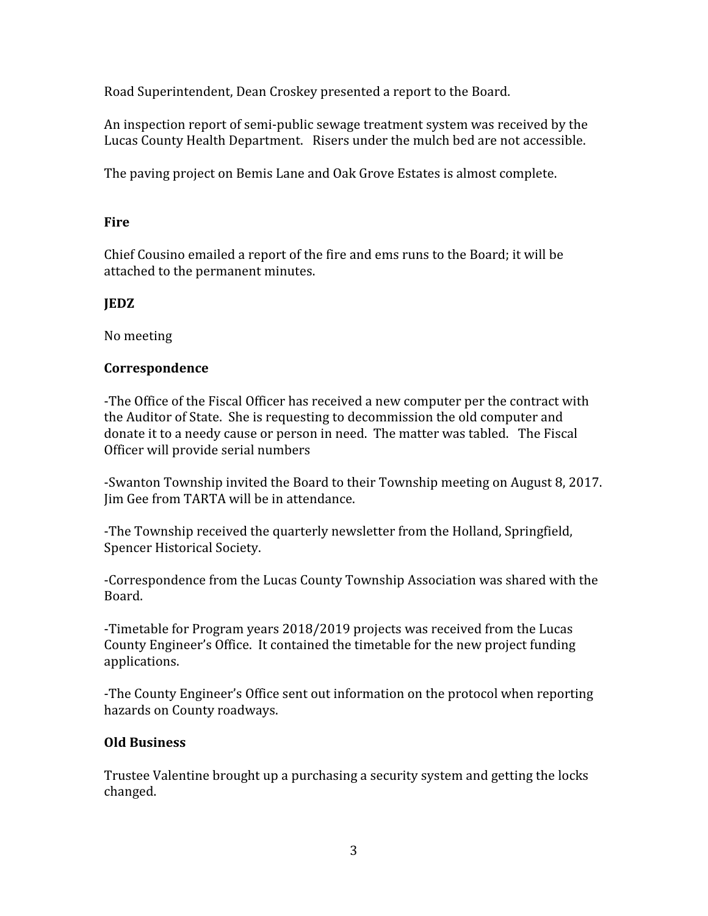Road Superintendent, Dean Croskey presented a report to the Board.

An inspection report of semi-public sewage treatment system was received by the Lucas County Health Department. Risers under the mulch bed are not accessible.

The paving project on Bemis Lane and Oak Grove Estates is almost complete.

**Fire**

Chief Cousino emailed a report of the fire and ems runs to the Board; it will be attached to the permanent minutes.

**JEDZ**

No meeting

**Correspondence**

-The Office of the Fiscal Officer has received a new computer per the contract with the Auditor of State. She is requesting to decommission the old computer and donate it to a needy cause or person in need. The matter was tabled. The Fiscal Officer will provide serial numbers

-Swanton Township invited the Board to their Township meeting on August 8, 2017. Jim Gee from TARTA will be in attendance.

-The Township received the quarterly newsletter from the Holland, Springfield, Spencer Historical Society.

-Correspondence from the Lucas County Township Association was shared with the Board.

-Timetable for Program years 2018/2019 projects was received from the Lucas County Engineer's Office. It contained the timetable for the new project funding applications.

-The County Engineer's Office sent out information on the protocol when reporting hazards on County roadways.

**Old Business**

Trustee Valentine brought up a purchasing a security system and getting the locks changed.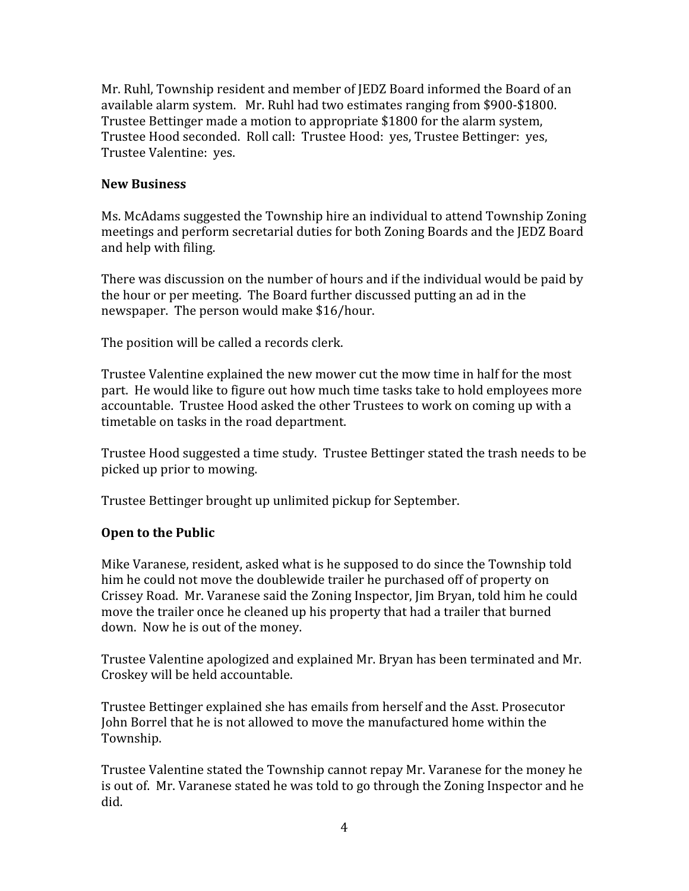Mr. Ruhl, Township resident and member of JEDZ Board informed the Board of an available alarm system. Mr. Ruhl had two estimates ranging from $900-$1800. Trustee Bettinger made a motion to appropriate $1800 for the alarm system, Trustee Hood seconded. Roll call: Trustee Hood: yes, Trustee Bettinger: yes, Trustee Valentine: yes.

**New Business**

Ms. McAdams suggested the Township hire an individual to attend Township Zoning meetings and perform secretarial duties for both Zoning Boards and the JEDZ Board and help with filing.

There was discussion on the number of hours and if the individual would be paid by the hour or per meeting. The Board further discussed putting an ad in the newspaper. The person would make $16/hour.

The position will be called a records clerk.

Trustee Valentine explained the new mower cut the mow time in half for the most part. He would like to figure out how much time tasks take to hold employees more accountable. Trustee Hood asked the other Trustees to work on coming up with a timetable on tasks in the road department.

Trustee Hood suggested a time study. Trustee Bettinger stated the trash needs to be picked up prior to mowing.

Trustee Bettinger brought up unlimited pickup for September.

**Open to the Public**

Mike Varanese, resident, asked what is he supposed to do since the Township told him he could not move the doublewide trailer he purchased off of property on Crissey Road. Mr. Varanese said the Zoning Inspector, Jim Bryan, told him he could move the trailer once he cleaned up his property that had a trailer that burned down. Now he is out of the money.

Trustee Valentine apologized and explained Mr. Bryan has been terminated and Mr. Croskey will be held accountable.

Trustee Bettinger explained she has emails from herself and the Asst. Prosecutor John Borrel that he is not allowed to move the manufactured home within the Township.

Trustee Valentine stated the Township cannot repay Mr. Varanese for the money he is out of. Mr. Varanese stated he was told to go through the Zoning Inspector and he did.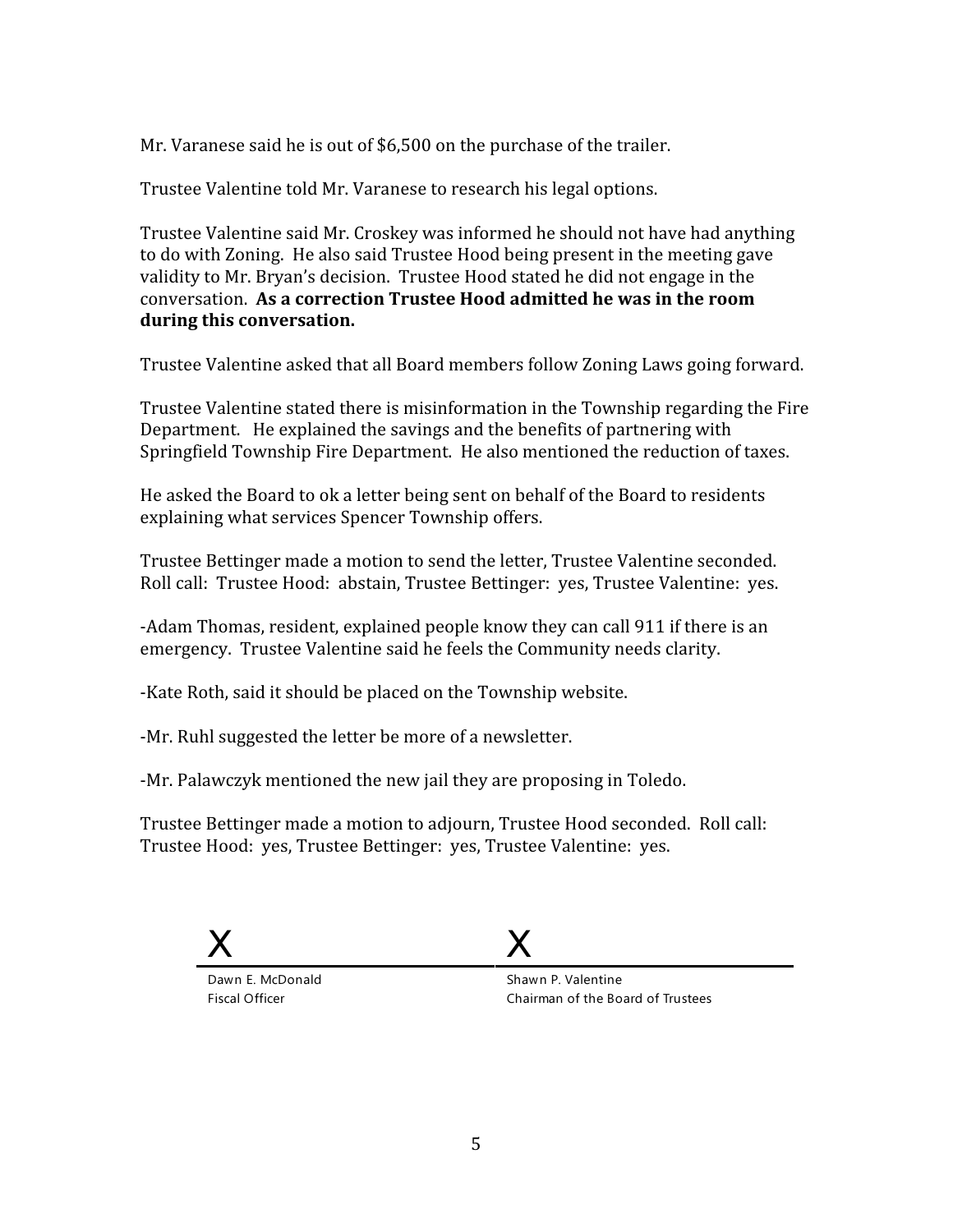Mr. Varanese said he is out of $6,500 on the purchase of the trailer.

Trustee Valentine told Mr. Varanese to research his legal options.

Trustee Valentine said Mr. Croskey was informed he should not have had anything to do with Zoning. He also said Trustee Hood being present in the meeting gave validity to Mr. Bryan's decision. Trustee Hood stated he did not engage in the conversation. **As a correction Trustee Hood admitted he was in the room during this conversation.**

Trustee Valentine asked that all Board members follow Zoning Laws going forward.

Trustee Valentine stated there is misinformation in the Township regarding the Fire Department. He explained the savings and the benefits of partnering with Springfield Township Fire Department. He also mentioned the reduction of taxes.

He asked the Board to ok a letter being sent on behalf of the Board to residents explaining what services Spencer Township offers.

Trustee Bettinger made a motion to send the letter, Trustee Valentine seconded. Roll call: Trustee Hood: abstain, Trustee Bettinger: yes, Trustee Valentine: yes.

-Adam Thomas, resident, explained people know they can call 911 if there is an emergency. Trustee Valentine said he feels the Community needs clarity.

-Kate Roth, said it should be placed on the Township website.

-Mr. Ruhl suggested the letter be more of a newsletter.

-Mr. Palawczyk mentioned the new jail they are proposing in Toledo.

Trustee Bettinger made a motion to adjourn, Trustee Hood seconded. Roll call: Trustee Hood: yes, Trustee Bettinger: yes, Trustee Valentine: yes.

| X | X |
|---|---|
| Dawn E. McDonald<br>Fiscal Officer | Shawn P. Valentine<br>Chairman of the Board of Trustees |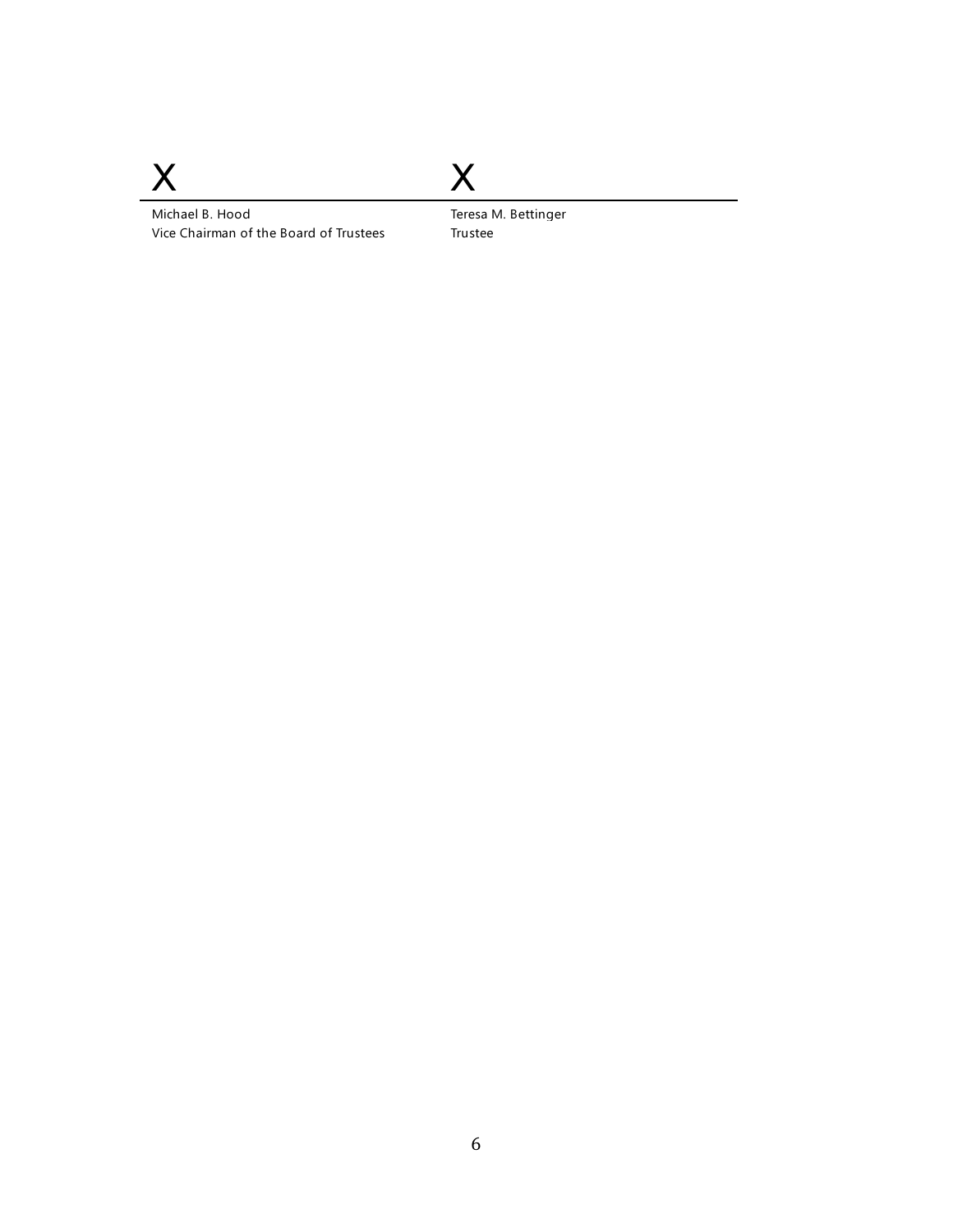X

Michael B. Hood
Vice Chairman of the Board of Trustees

X

Teresa M. Bettinger
Trustee